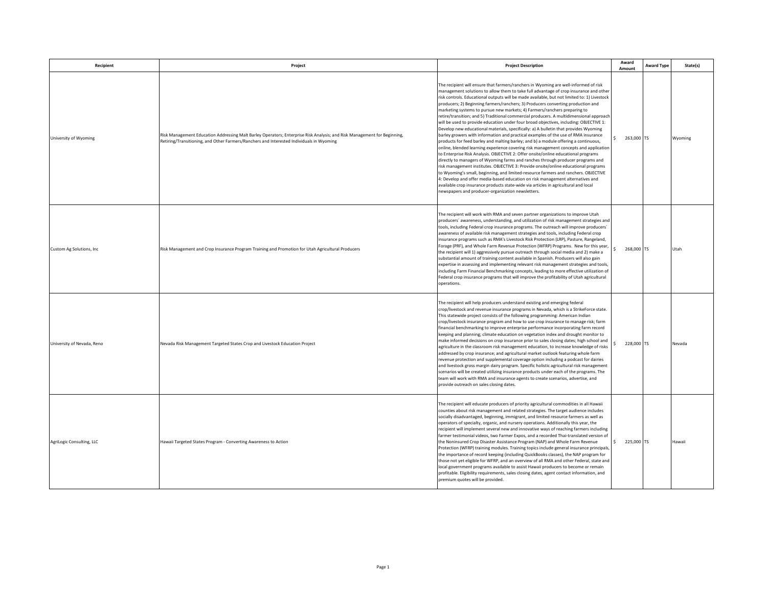| Recipient | Project | Project Description | Award Amount | Award Type | State(s) |
|---|---|---|---|---|---|
| University of Wyoming | Risk Management Education Addressing Malt Barley Operators; Enterprise Risk Analysis; and Risk Management for Beginning, Retiring/Transitioning, and Other Farmers/Ranchers and Interested Individuals in Wyoming | The recipient will ensure that farmers/ranchers in Wyoming are well-informed of risk management solutions to allow them to take full advantage of crop insurance and other risk controls. Educational outputs will be made available, but not limited to: 1) Livestock producers; 2) Beginning farmers/ranchers; 3) Producers converting production and marketing systems to pursue new markets; 4) Farmers/ranchers preparing to retire/transition; and 5) Traditional commercial producers. A multidimensional approach will be used to provide education under four broad objectives, including: OBJECTIVE 1: Develop new educational materials, specifically: a) A bulletin that provides Wyoming barley growers with information and practical examples of the use of RMA insurance products for feed barley and malting barley; and b) a module offering a continuous, online, blended learning experience covering risk management concepts and application to Enterprise Risk Analysis. OBJECTIVE 2: Offer onsite/online educational programs directly to managers of Wyoming farms and ranches through producer programs and risk management institutes. OBJECTIVE 3: Provide onsite/online educational programs to Wyoming's small, beginning, and limited-resource farmers and ranchers. OBJECTIVE 4: Develop and offer media-based education on risk management alternatives and available crop insurance products state-wide via articles in agricultural and local newspapers and producer-organization newsletters. | $ 263,000 | TS | Wyoming |
| Custom Ag Solutions, Inc | Risk Management and Crop Insurance Program Training and Promotion for Utah Agricultural Producers | The recipient will work with RMA and seven partner organizations to improve Utah producers' awareness, understanding, and utilization of risk management strategies and tools, including Federal crop insurance programs. The outreach will improve producers' awareness of available risk management strategies and tools, including Federal crop insurance programs such as RMA's Livestock Risk Protection (LRP), Pasture, Rangeland, Forage (PRF), and Whole Farm Revenue Protection (WFRP) Programs. New for this year, the recipient will 1) aggressively pursue outreach through social media and 2) make a substantial amount of training content available in Spanish. Producers will also gain expertise in assessing and implementing relevant risk management strategies and tools, including Farm Financial Benchmarking concepts, leading to more effective utilization of Federal crop insurance programs that will improve the profitability of Utah agricultural operations. | $ 268,000 | TS | Utah |
| University of Nevada, Reno | Nevada Risk Management Targeted States Crop and Livestock Education Project | The recipient will help producers understand existing and emerging federal crop/livestock and revenue insurance programs in Nevada, which is a StrikeForce state. This statewide project consists of the following programming: American Indian crop/livestock insurance program and how to use crop insurance to manage risk; farm financial benchmarking to improve enterprise performance incorporating farm record keeping and planning; climate education on vegetation index and drought monitor to make informed decisions on crop insurance prior to sales closing dates; high school and agriculture in the classroom risk management education, to increase knowledge of risks addressed by crop insurance; and agricultural market outlook featuring whole farm revenue protection and supplemental coverage option including a podcast for dairies and livestock gross margin dairy program. Specific holistic agricultural risk management scenarios will be created utilizing insurance products under each of the programs. The team will work with RMA and insurance agents to create scenarios, advertise, and provide outreach on sales closing dates. | $ 228,000 | TS | Nevada |
| AgriLogic Consulting, LLC | Hawaii Targeted States Program - Converting Awareness to Action | The recipient will educate producers of priority agricultural commodities in all Hawaii counties about risk management and related strategies. The target audience includes socially disadvantaged, beginning, immigrant, and limited resource farmers as well as operators of specialty, organic, and nursery operations. Additionally this year, the recipient will implement several new and innovative ways of reaching farmers including farmer testimonial videos, two Farmer Expos, and a recorded Thai-translated version of the Noninsured Crop Disaster Assistance Program (NAP) and Whole Farm Revenue Protection (WFRP) training modules. Training topics include general insurance principals, the importance of record keeping (including QuickBooks classes), the NAP program for those not yet eligible for WFRP, and an overview of all RMA and other Federal, state and local government programs available to assist Hawaii producers to become or remain profitable. Eligibility requirements, sales closing dates, agent contact information, and premium quotes will be provided. | $ 225,000 | TS | Hawaii |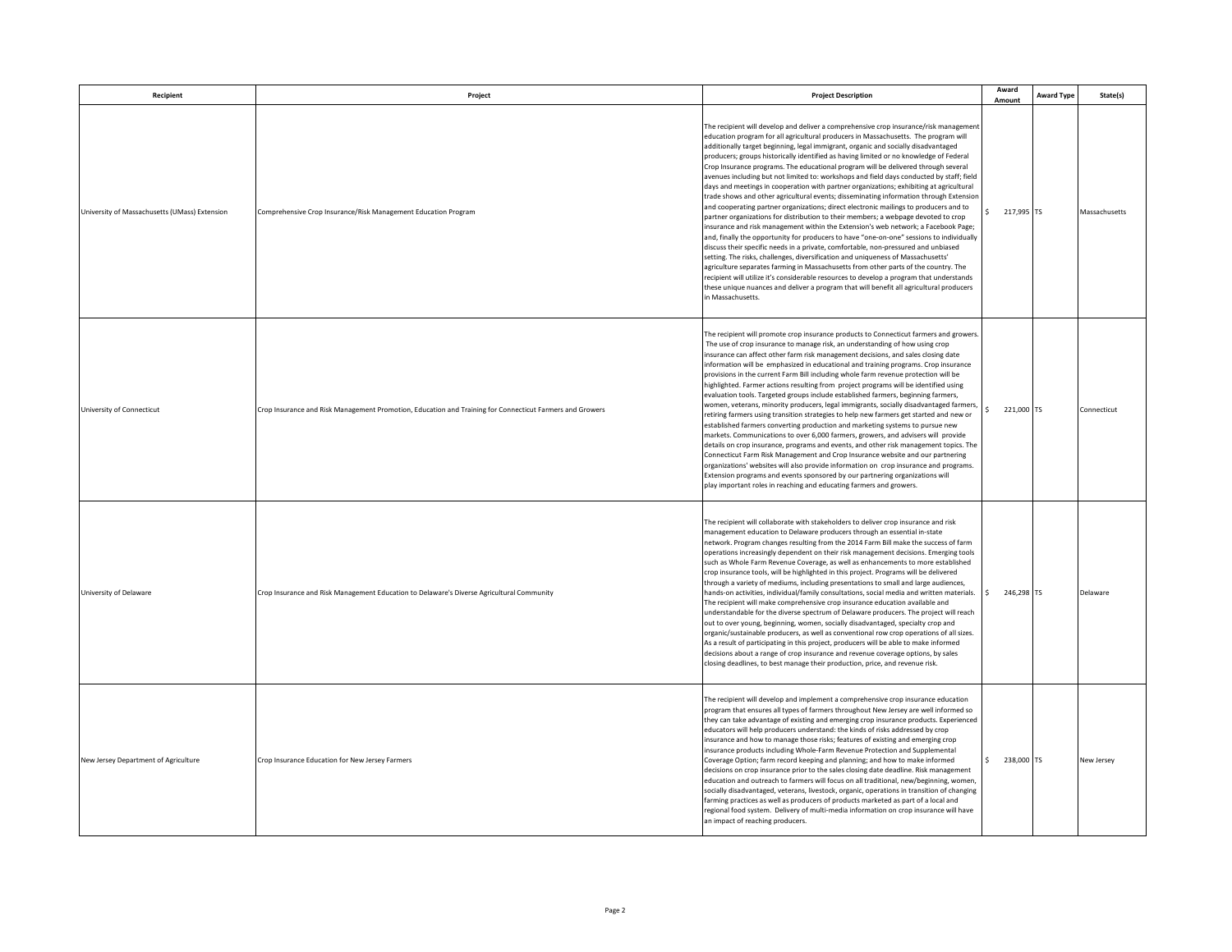| Recipient | Project | Project Description | Award Amount | Award Type | State(s) |
|---|---|---|---|---|---|
| University of Massachusetts (UMass) Extension | Comprehensive Crop Insurance/Risk Management Education Program | The recipient will develop and deliver a comprehensive crop insurance/risk management education program for all agricultural producers in Massachusetts. The program will additionally target beginning, legal immigrant, organic and socially disadvantaged producers; groups historically identified as having limited or no knowledge of Federal Crop Insurance programs. The educational program will be delivered through several avenues including but not limited to: workshops and field days conducted by staff; field days and meetings in cooperation with partner organizations; exhibiting at agricultural trade shows and other agricultural events; disseminating information through Extension and cooperating partner organizations; direct electronic mailings to producers and to partner organizations for distribution to their members; a webpage devoted to crop insurance and risk management within the Extension's web network; a Facebook Page; and, finally the opportunity for producers to have "one-on-one" sessions to individually discuss their specific needs in a private, comfortable, non-pressured and unbiased setting. The risks, challenges, diversification and uniqueness of Massachusetts' agriculture separates farming in Massachusetts from other parts of the country. The recipient will utilize it's considerable resources to develop a program that understands these unique nuances and deliver a program that will benefit all agricultural producers in Massachusetts. | $ 217,995 | TS | Massachusetts |
| University of Connecticut | Crop Insurance and Risk Management Promotion, Education and Training for Connecticut Farmers and Growers | The recipient will promote crop insurance products to Connecticut farmers and growers. The use of crop insurance to manage risk, an understanding of how using crop insurance can affect other farm risk management decisions, and sales closing date information will be emphasized in educational and training programs. Crop insurance provisions in the current Farm Bill including whole farm revenue protection will be highlighted. Farmer actions resulting from project programs will be identified using evaluation tools. Targeted groups include established farmers, beginning farmers, women, veterans, minority producers, legal immigrants, socially disadvantaged farmers, retiring farmers using transition strategies to help new farmers get started and new or established farmers converting production and marketing systems to pursue new markets. Communications to over 6,000 farmers, growers, and advisers will provide details on crop insurance, programs and events, and other risk management topics. The Connecticut Farm Risk Management and Crop Insurance website and our partnering organizations' websites will also provide information on crop insurance and programs. Extension programs and events sponsored by our partnering organizations will play important roles in reaching and educating farmers and growers. | $ 221,000 | TS | Connecticut |
| University of Delaware | Crop Insurance and Risk Management Education to Delaware's Diverse Agricultural Community | The recipient will collaborate with stakeholders to deliver crop insurance and risk management education to Delaware producers through an essential in-state network. Program changes resulting from the 2014 Farm Bill make the success of farm operations increasingly dependent on their risk management decisions. Emerging tools such as Whole Farm Revenue Coverage, as well as enhancements to more established crop insurance tools, will be highlighted in this project. Programs will be delivered through a variety of mediums, including presentations to small and large audiences, hands-on activities, individual/family consultations, social media and written materials. The recipient will make comprehensive crop insurance education available and understandable for the diverse spectrum of Delaware producers. The project will reach out to over young, beginning, women, socially disadvantaged, specialty crop and organic/sustainable producers, as well as conventional row crop operations of all sizes. As a result of participating in this project, producers will be able to make informed decisions about a range of crop insurance and revenue coverage options, by sales closing deadlines, to best manage their production, price, and revenue risk. | $ 246,298 | TS | Delaware |
| New Jersey Department of Agriculture | Crop Insurance Education for New Jersey Farmers | The recipient will develop and implement a comprehensive crop insurance education program that ensures all types of farmers throughout New Jersey are well informed so they can take advantage of existing and emerging crop insurance products. Experienced educators will help producers understand: the kinds of risks addressed by crop insurance and how to manage those risks; features of existing and emerging crop insurance products including Whole-Farm Revenue Protection and Supplemental Coverage Option; farm record keeping and planning; and how to make informed decisions on crop insurance prior to the sales closing date deadline. Risk management education and outreach to farmers will focus on all traditional, new/beginning, women, socially disadvantaged, veterans, livestock, organic, operations in transition of changing farming practices as well as producers of products marketed as part of a local and regional food system. Delivery of multi-media information on crop insurance will have an impact of reaching producers. | $ 238,000 | TS | New Jersey |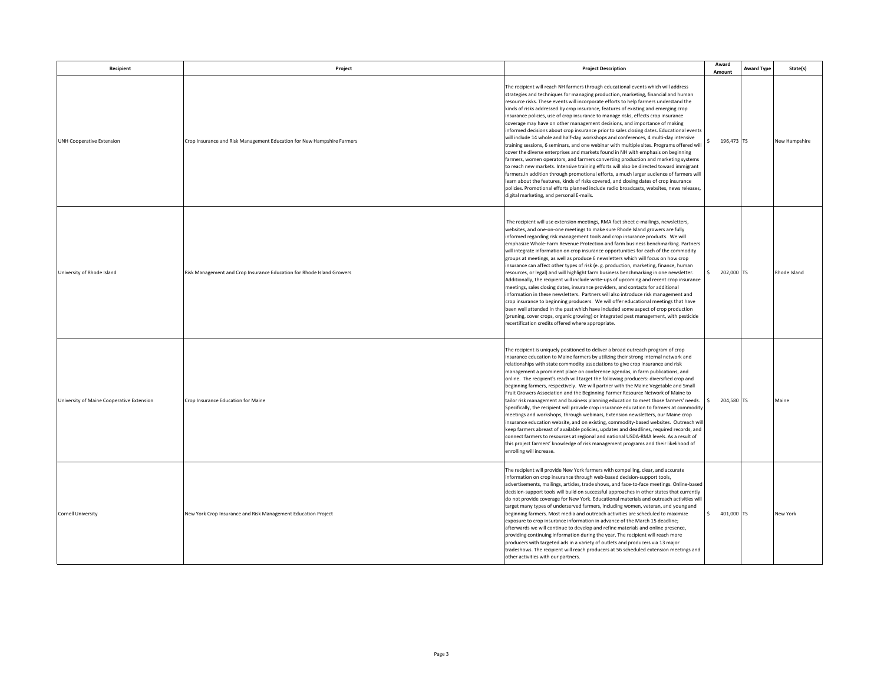| Recipient | Project | Project Description | Award Amount | Award Type | State(s) |
|---|---|---|---|---|---|
| UNH Cooperative Extension | Crop Insurance and Risk Management Education for New Hampshire Farmers | The recipient will reach NH farmers through educational events which will address strategies and techniques for managing production, marketing, financial and human resource risks. These events will incorporate efforts to help farmers understand the kinds of risks addressed by crop insurance, features of existing and emerging crop insurance policies, use of crop insurance to manage risks, effects crop insurance coverage may have on other management decisions, and importance of making informed decisions about crop insurance prior to sales closing dates. Educational events will include 14 whole and half-day workshops and conferences, 4 multi-day intensive training sessions, 6 seminars, and one webinar with multiple sites. Programs offered will cover the diverse enterprises and markets found in NH with emphasis on beginning farmers, women operators, and farmers converting production and marketing systems to reach new markets. Intensive training efforts will also be directed toward immigrant farmers.In addition through promotional efforts, a much larger audience of farmers will learn about the features, kinds of risks covered, and closing dates of crop insurance policies. Promotional efforts planned include radio broadcasts, websites, news releases, digital marketing, and personal E-mails. | $ 196,473 | TS | New Hampshire |
| University of Rhode Island | Risk Management and Crop Insurance Education for Rhode Island Growers | The recipient will use extension meetings, RMA fact sheet e-mailings, newsletters, websites, and one-on-one meetings to make sure Rhode Island growers are fully informed regarding risk management tools and crop insurance products. We will emphasize Whole-Farm Revenue Protection and farm business benchmarking. Partners will integrate information on crop insurance opportunities for each of the commodity groups at meetings, as well as produce 6 newsletters which will focus on how crop insurance can affect other types of risk (e. g. production, marketing, finance, human resources, or legal) and will highlight farm business benchmarking in one newsletter. Additionally, the recipient will include write-ups of upcoming and recent crop insurance meetings, sales closing dates, insurance providers, and contacts for additional information in these newsletters. Partners will also introduce risk management and crop insurance to beginning producers. We will offer educational meetings that have been well attended in the past which have included some aspect of crop production (pruning, cover crops, organic growing) or integrated pest management, with pesticide recertification credits offered where appropriate. | $ 202,000 | TS | Rhode Island |
| University of Maine Cooperative Extension | Crop Insurance Education for Maine | The recipient is uniquely positioned to deliver a broad outreach program of crop insurance education to Maine farmers by utilizing their strong internal network and relationships with state commodity associations to give crop insurance and risk management a prominent place on conference agendas, in farm publications, and online. The recipient's reach will target the following producers: diversified crop and beginning farmers, respectively. We will partner with the Maine Vegetable and Small Fruit Growers Association and the Beginning Farmer Resource Network of Maine to tailor risk management and business planning education to meet those farmers' needs. Specifically, the recipient will provide crop insurance education to farmers at commodity meetings and workshops, through webinars, Extension newsletters, our Maine crop insurance education website, and on existing, commodity-based websites. Outreach will keep farmers abreast of available policies, updates and deadlines, required records, and connect farmers to resources at regional and national USDA-RMA levels. As a result of this project farmers' knowledge of risk management programs and their likelihood of enrolling will increase. | $ 204,580 | TS | Maine |
| Cornell University | New York Crop Insurance and Risk Management Education Project | The recipient will provide New York farmers with compelling, clear, and accurate information on crop insurance through web-based decision-support tools, advertisements, mailings, articles, trade shows, and face-to-face meetings. Online-based decision-support tools will build on successful approaches in other states that currently do not provide coverage for New York. Educational materials and outreach activities will target many types of underserved farmers, including women, veteran, and young and beginning farmers. Most media and outreach activities are scheduled to maximize exposure to crop insurance information in advance of the March 15 deadline; afterwards we will continue to develop and refine materials and online presence, providing continuing information during the year. The recipient will reach more producers with targeted ads in a variety of outlets and producers via 13 major tradeshows. The recipient will reach producers at 56 scheduled extension meetings and other activities with our partners. | $ 401,000 | TS | New York |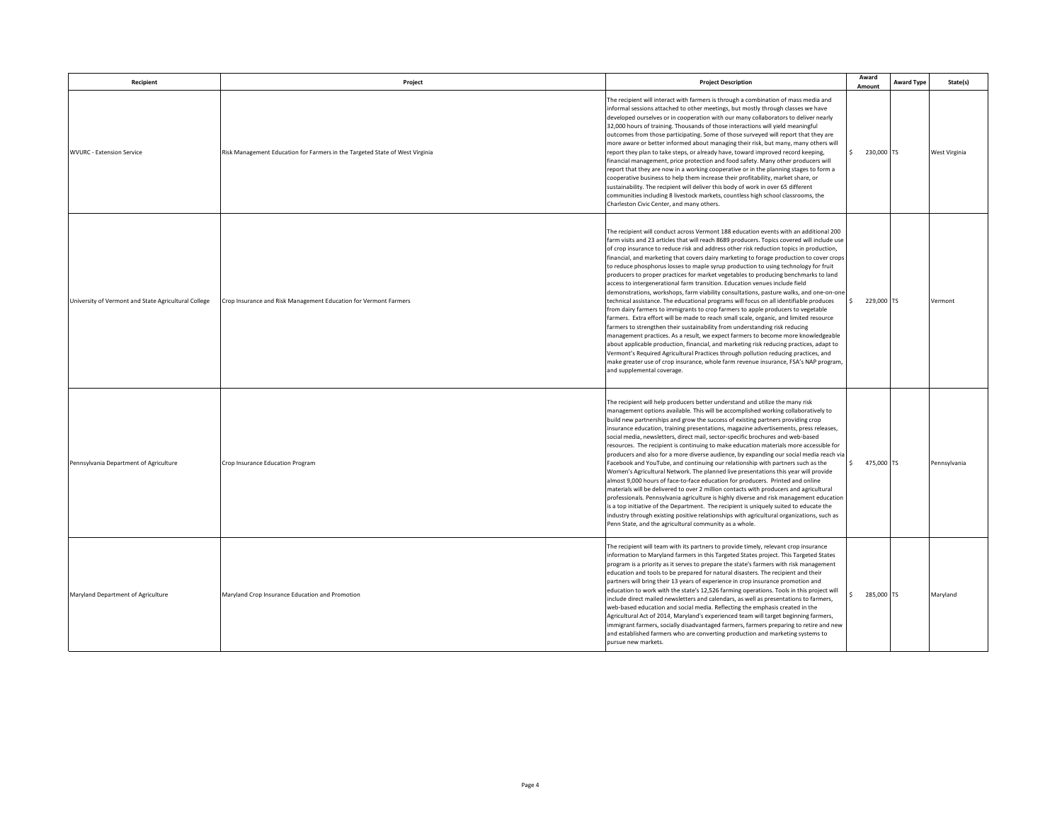| Recipient | Project | Project Description | Award Amount | Award Type | State(s) |
|---|---|---|---|---|---|
| WVURC - Extension Service | Risk Management Education for Farmers in the Targeted State of West Virginia | The recipient will interact with farmers is through a combination of mass media and informal sessions attached to other meetings, but mostly through classes we have developed ourselves or in cooperation with our many collaborators to deliver nearly 32,000 hours of training. Thousands of those interactions will yield meaningful outcomes from those participating. Some of those surveyed will report that they are more aware or better informed about managing their risk, but many, many others will report they plan to take steps, or already have, toward improved record keeping, financial management, price protection and food safety. Many other producers will report that they are now in a working cooperative or in the planning stages to form a cooperative business to help them increase their profitability, market share, or sustainability. The recipient will deliver this body of work in over 65 different communities including 8 livestock markets, countless high school classrooms, the Charleston Civic Center, and many others. | $ 230,000 | TS | West Virginia |
| University of Vermont and State Agricultural College | Crop Insurance and Risk Management Education for Vermont Farmers | The recipient will conduct across Vermont 188 education events with an additional 200 farm visits and 23 articles that will reach 8689 producers. Topics covered will include use of crop insurance to reduce risk and address other risk reduction topics in production, financial, and marketing that covers dairy marketing to forage production to cover crops to reduce phosphorus losses to maple syrup production to using technology for fruit producers to proper practices for market vegetables to producing benchmarks to land access to intergenerational farm transition. Education venues include field demonstrations, workshops, farm viability consultations, pasture walks, and one-on-one technical assistance. The educational programs will focus on all identifiable produces from dairy farmers to immigrants to crop farmers to apple producers to vegetable farmers. Extra effort will be made to reach small scale, organic, and limited resource farmers to strengthen their sustainability from understanding risk reducing management practices. As a result, we expect farmers to become more knowledgeable about applicable production, financial, and marketing risk reducing practices, adapt to Vermont's Required Agricultural Practices through pollution reducing practices, and make greater use of crop insurance, whole farm revenue insurance, FSA's NAP program, and supplemental coverage. | $ 229,000 | TS | Vermont |
| Pennsylvania Department of Agriculture | Crop Insurance Education Program | The recipient will help producers better understand and utilize the many risk management options available. This will be accomplished working collaboratively to build new partnerships and grow the success of existing partners providing crop insurance education, training presentations, magazine advertisements, press releases, social media, newsletters, direct mail, sector-specific brochures and web-based resources. The recipient is continuing to make education materials more accessible for producers and also for a more diverse audience, by expanding our social media reach via Facebook and YouTube, and continuing our relationship with partners such as the Women's Agricultural Network. The planned live presentations this year will provide almost 9,000 hours of face-to-face education for producers. Printed and online materials will be delivered to over 2 million contacts with producers and agricultural professionals. Pennsylvania agriculture is highly diverse and risk management education is a top initiative of the Department. The recipient is uniquely suited to educate the industry through existing positive relationships with agricultural organizations, such as Penn State, and the agricultural community as a whole. | $ 475,000 | TS | Pennsylvania |
| Maryland Department of Agriculture | Maryland Crop Insurance Education and Promotion | The recipient will team with its partners to provide timely, relevant crop insurance information to Maryland farmers in this Targeted States project. This Targeted States program is a priority as it serves to prepare the state's farmers with risk management education and tools to be prepared for natural disasters. The recipient and their partners will bring their 13 years of experience in crop insurance promotion and education to work with the state's 12,526 farming operations. Tools in this project will include direct mailed newsletters and calendars, as well as presentations to farmers, web-based education and social media. Reflecting the emphasis created in the Agricultural Act of 2014, Maryland's experienced team will target beginning farmers, immigrant farmers, socially disadvantaged farmers, farmers preparing to retire and new and established farmers who are converting production and marketing systems to pursue new markets. | $ 285,000 | TS | Maryland |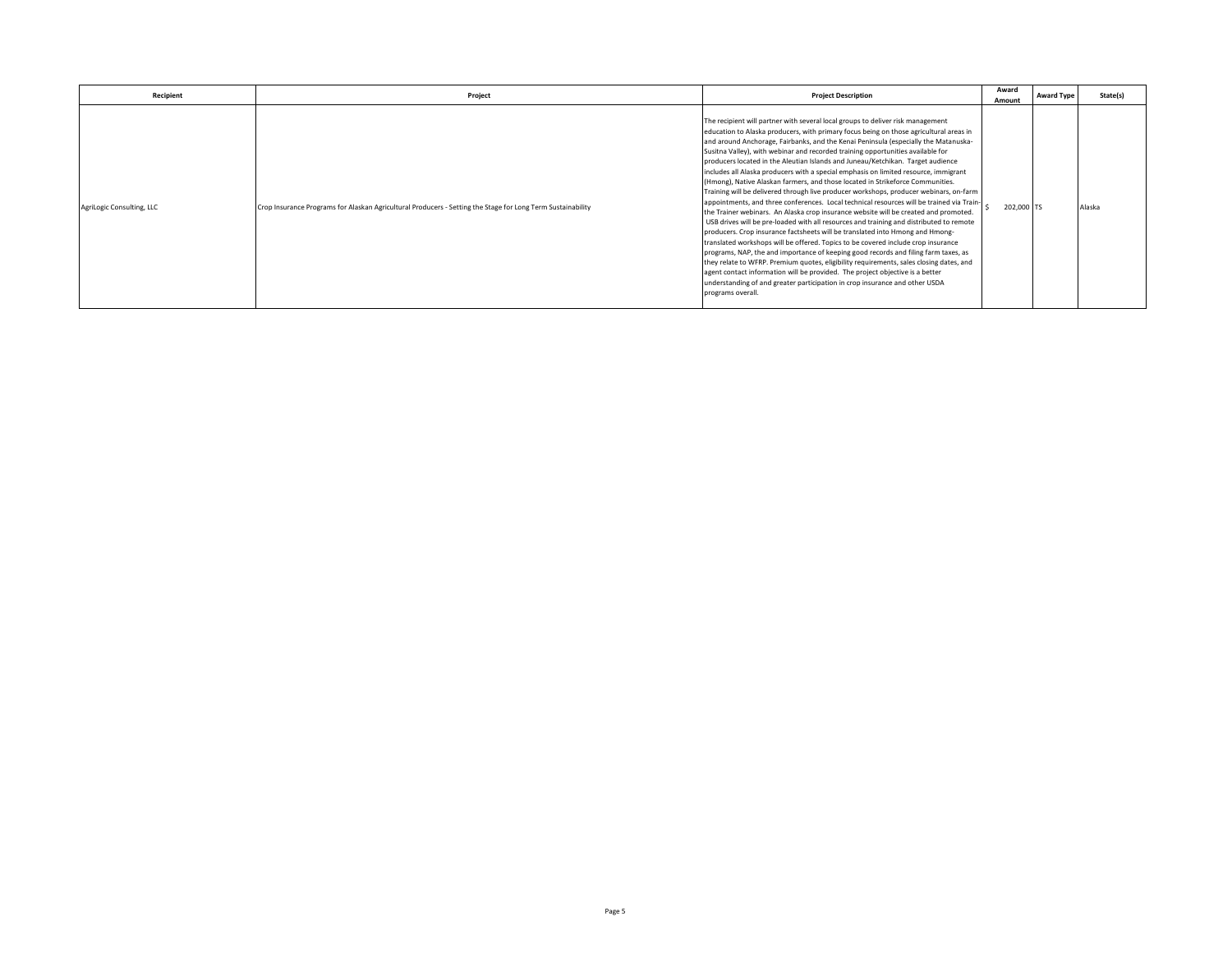| Recipient | Project | Project Description | Award Amount | Award Type | State(s) |
|---|---|---|---|---|---|
| AgriLogic Consulting, LLC | Crop Insurance Programs for Alaskan Agricultural Producers - Setting the Stage for Long Term Sustainability | The recipient will partner with several local groups to deliver risk management education to Alaska producers, with primary focus being on those agricultural areas in and around Anchorage, Fairbanks, and the Kenai Peninsula (especially the Matanuska-Susitna Valley), with webinar and recorded training opportunities available for producers located in the Aleutian Islands and Juneau/Ketchikan. Target audience includes all Alaska producers with a special emphasis on limited resource, immigrant (Hmong), Native Alaskan farmers, and those located in Strikeforce Communities. Training will be delivered through live producer workshops, producer webinars, on-farm appointments, and three conferences. Local technical resources will be trained via Train-the Trainer webinars. An Alaska crop insurance website will be created and promoted. USB drives will be pre-loaded with all resources and training and distributed to remote producers. Crop insurance factsheets will be translated into Hmong and Hmong-translated workshops will be offered. Topics to be covered include crop insurance programs, NAP, the and importance of keeping good records and filing farm taxes, as they relate to WFRP. Premium quotes, eligibility requirements, sales closing dates, and agent contact information will be provided. The project objective is a better understanding of and greater participation in crop insurance and other USDA programs overall. | $ 202,000 | TS | Alaska |